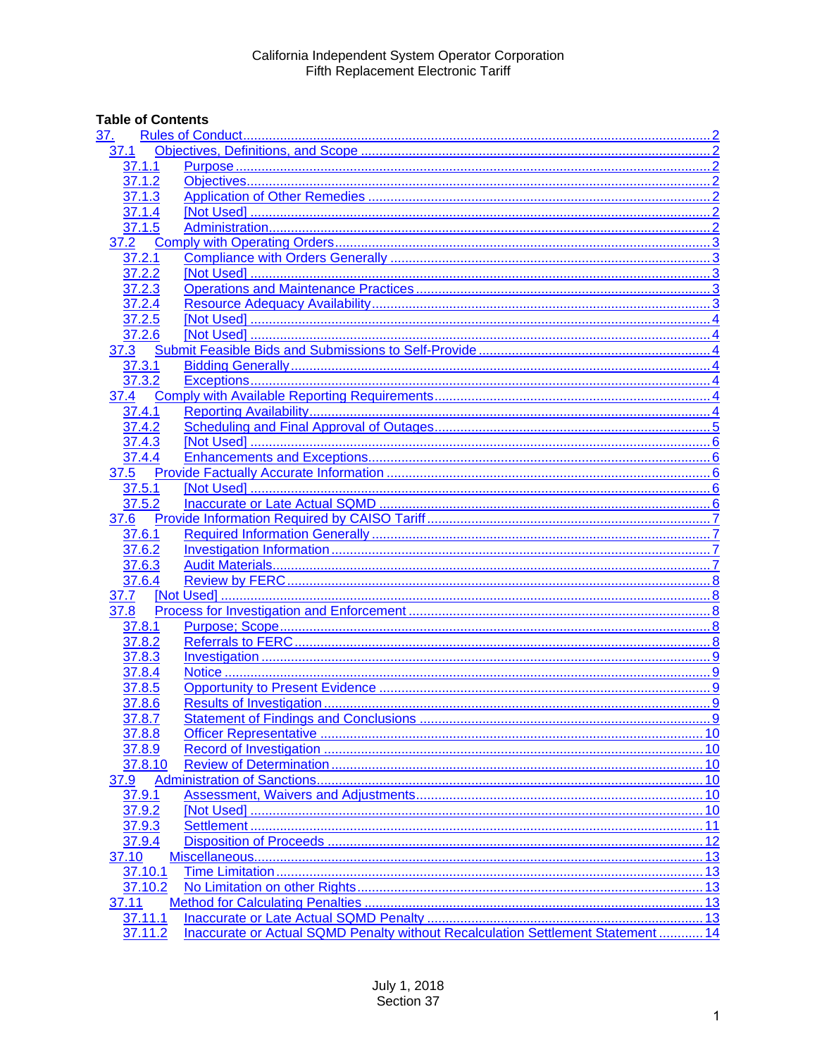California Independent System Operator Corporation
Fifth Replacement Electronic Tariff

**Table of Contents**

- 37. Rules of Conduct ..... 2
  - 37.1 Objectives, Definitions, and Scope ..... 2
    - 37.1.1 Purpose ..... 2
    - 37.1.2 Objectives ..... 2
    - 37.1.3 Application of Other Remedies ..... 2
    - 37.1.4 [Not Used] ..... 2
    - 37.1.5 Administration ..... 2
  - 37.2 Comply with Operating Orders ..... 3
    - 37.2.1 Compliance with Orders Generally ..... 3
    - 37.2.2 [Not Used] ..... 3
    - 37.2.3 Operations and Maintenance Practices ..... 3
    - 37.2.4 Resource Adequacy Availability ..... 3
    - 37.2.5 [Not Used] ..... 4
    - 37.2.6 [Not Used] ..... 4
  - 37.3 Submit Feasible Bids and Submissions to Self-Provide ..... 4
    - 37.3.1 Bidding Generally ..... 4
    - 37.3.2 Exceptions ..... 4
  - 37.4 Comply with Available Reporting Requirements ..... 4
    - 37.4.1 Reporting Availability ..... 4
    - 37.4.2 Scheduling and Final Approval of Outages ..... 5
    - 37.4.3 [Not Used] ..... 6
    - 37.4.4 Enhancements and Exceptions ..... 6
  - 37.5 Provide Factually Accurate Information ..... 6
    - 37.5.1 [Not Used] ..... 6
    - 37.5.2 Inaccurate or Late Actual SQMD ..... 6
  - 37.6 Provide Information Required by CAISO Tariff ..... 7
    - 37.6.1 Required Information Generally ..... 7
    - 37.6.2 Investigation Information ..... 7
    - 37.6.3 Audit Materials ..... 7
    - 37.6.4 Review by FERC ..... 8
  - 37.7 [Not Used] ..... 8
  - 37.8 Process for Investigation and Enforcement ..... 8
    - 37.8.1 Purpose; Scope ..... 8
    - 37.8.2 Referrals to FERC ..... 8
    - 37.8.3 Investigation ..... 9
    - 37.8.4 Notice ..... 9
    - 37.8.5 Opportunity to Present Evidence ..... 9
    - 37.8.6 Results of Investigation ..... 9
    - 37.8.7 Statement of Findings and Conclusions ..... 9
    - 37.8.8 Officer Representative ..... 10
    - 37.8.9 Record of Investigation ..... 10
    - 37.8.10 Review of Determination ..... 10
  - 37.9 Administration of Sanctions ..... 10
    - 37.9.1 Assessment, Waivers and Adjustments ..... 10
    - 37.9.2 [Not Used] ..... 10
    - 37.9.3 Settlement ..... 11
    - 37.9.4 Disposition of Proceeds ..... 12
  - 37.10 Miscellaneous ..... 13
    - 37.10.1 Time Limitation ..... 13
    - 37.10.2 No Limitation on other Rights ..... 13
  - 37.11 Method for Calculating Penalties ..... 13
    - 37.11.1 Inaccurate or Late Actual SQMD Penalty ..... 13
    - 37.11.2 Inaccurate or Actual SQMD Penalty without Recalculation Settlement Statement ..... 14

July 1, 2018
Section 37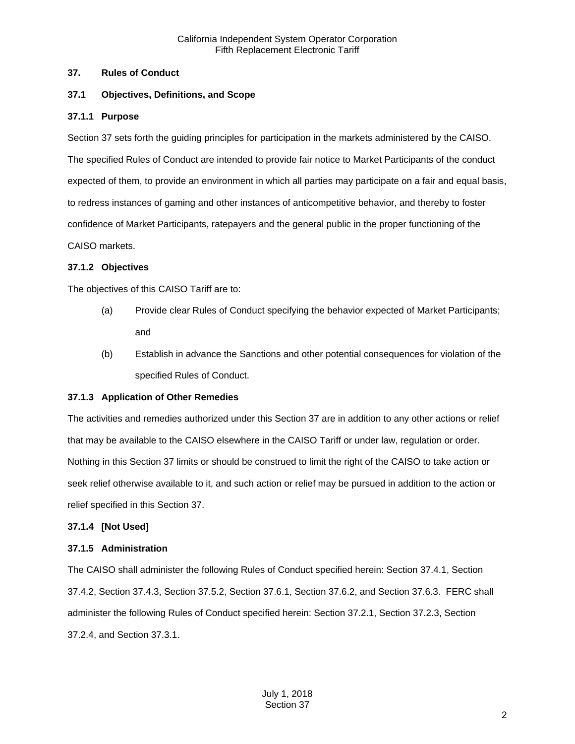## 37. Rules of Conduct

### 37.1 Objectives, Definitions, and Scope

#### 37.1.1 Purpose

Section 37 sets forth the guiding principles for participation in the markets administered by the CAISO. The specified Rules of Conduct are intended to provide fair notice to Market Participants of the conduct expected of them, to provide an environment in which all parties may participate on a fair and equal basis, to redress instances of gaming and other instances of anticompetitive behavior, and thereby to foster confidence of Market Participants, ratepayers and the general public in the proper functioning of the CAISO markets.

#### 37.1.2 Objectives

The objectives of this CAISO Tariff are to:

(a) Provide clear Rules of Conduct specifying the behavior expected of Market Participants; and

(b) Establish in advance the Sanctions and other potential consequences for violation of the specified Rules of Conduct.

#### 37.1.3 Application of Other Remedies

The activities and remedies authorized under this Section 37 are in addition to any other actions or relief that may be available to the CAISO elsewhere in the CAISO Tariff or under law, regulation or order. Nothing in this Section 37 limits or should be construed to limit the right of the CAISO to take action or seek relief otherwise available to it, and such action or relief may be pursued in addition to the action or relief specified in this Section 37.

#### 37.1.4 [Not Used]

#### 37.1.5 Administration

The CAISO shall administer the following Rules of Conduct specified herein: Section 37.4.1, Section 37.4.2, Section 37.4.3, Section 37.5.2, Section 37.6.1, Section 37.6.2, and Section 37.6.3. FERC shall administer the following Rules of Conduct specified herein: Section 37.2.1, Section 37.2.3, Section 37.2.4, and Section 37.3.1.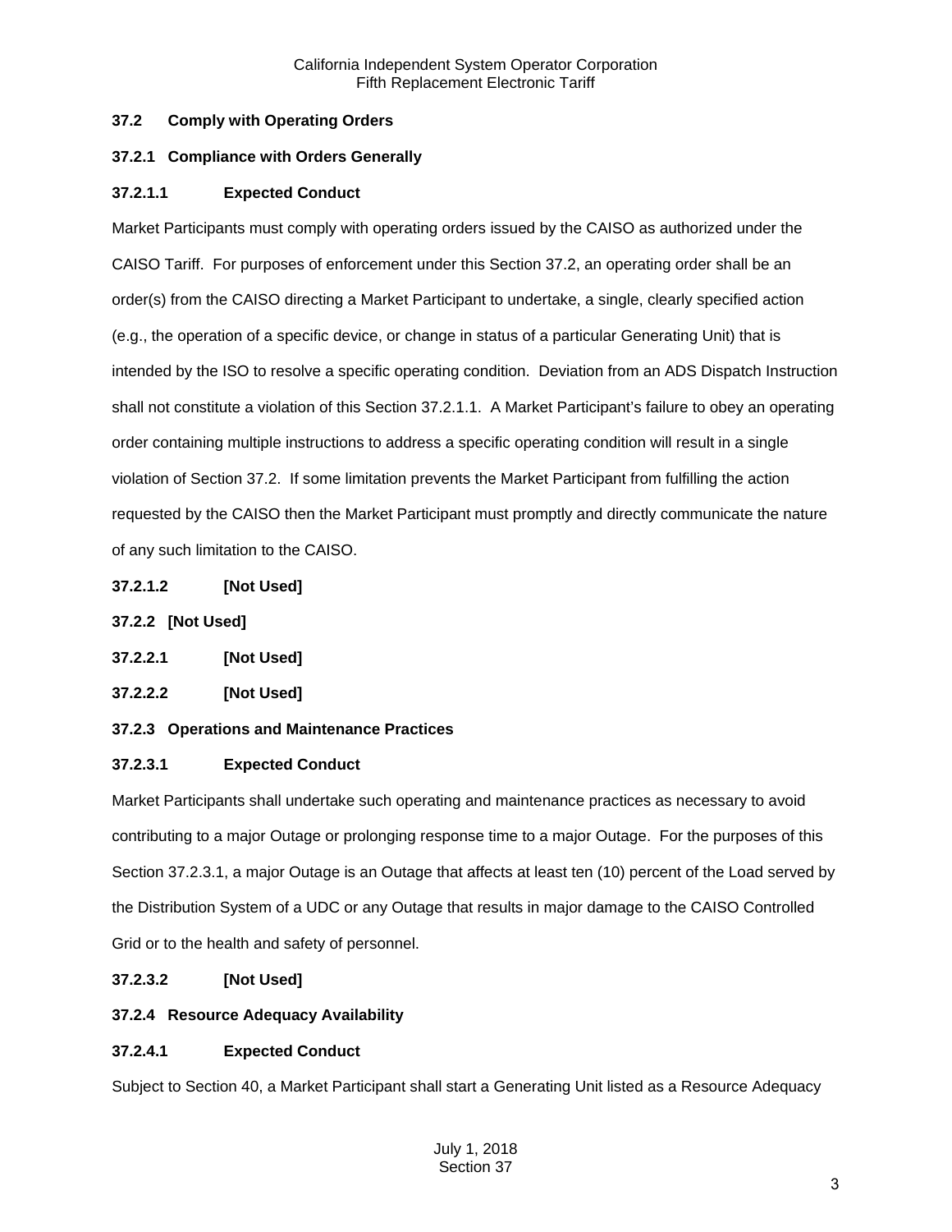### 37.2 Comply with Operating Orders

#### 37.2.1 Compliance with Orders Generally

##### 37.2.1.1 Expected Conduct

Market Participants must comply with operating orders issued by the CAISO as authorized under the CAISO Tariff. For purposes of enforcement under this Section 37.2, an operating order shall be an order(s) from the CAISO directing a Market Participant to undertake, a single, clearly specified action (e.g., the operation of a specific device, or change in status of a particular Generating Unit) that is intended by the ISO to resolve a specific operating condition. Deviation from an ADS Dispatch Instruction shall not constitute a violation of this Section 37.2.1.1. A Market Participant's failure to obey an operating order containing multiple instructions to address a specific operating condition will result in a single violation of Section 37.2. If some limitation prevents the Market Participant from fulfilling the action requested by the CAISO then the Market Participant must promptly and directly communicate the nature of any such limitation to the CAISO.

##### 37.2.1.2 [Not Used]

#### 37.2.2 [Not Used]

##### 37.2.2.1 [Not Used]

##### 37.2.2.2 [Not Used]

#### 37.2.3 Operations and Maintenance Practices

##### 37.2.3.1 Expected Conduct

Market Participants shall undertake such operating and maintenance practices as necessary to avoid contributing to a major Outage or prolonging response time to a major Outage. For the purposes of this Section 37.2.3.1, a major Outage is an Outage that affects at least ten (10) percent of the Load served by the Distribution System of a UDC or any Outage that results in major damage to the CAISO Controlled Grid or to the health and safety of personnel.

##### 37.2.3.2 [Not Used]

#### 37.2.4 Resource Adequacy Availability

##### 37.2.4.1 Expected Conduct

Subject to Section 40, a Market Participant shall start a Generating Unit listed as a Resource Adequacy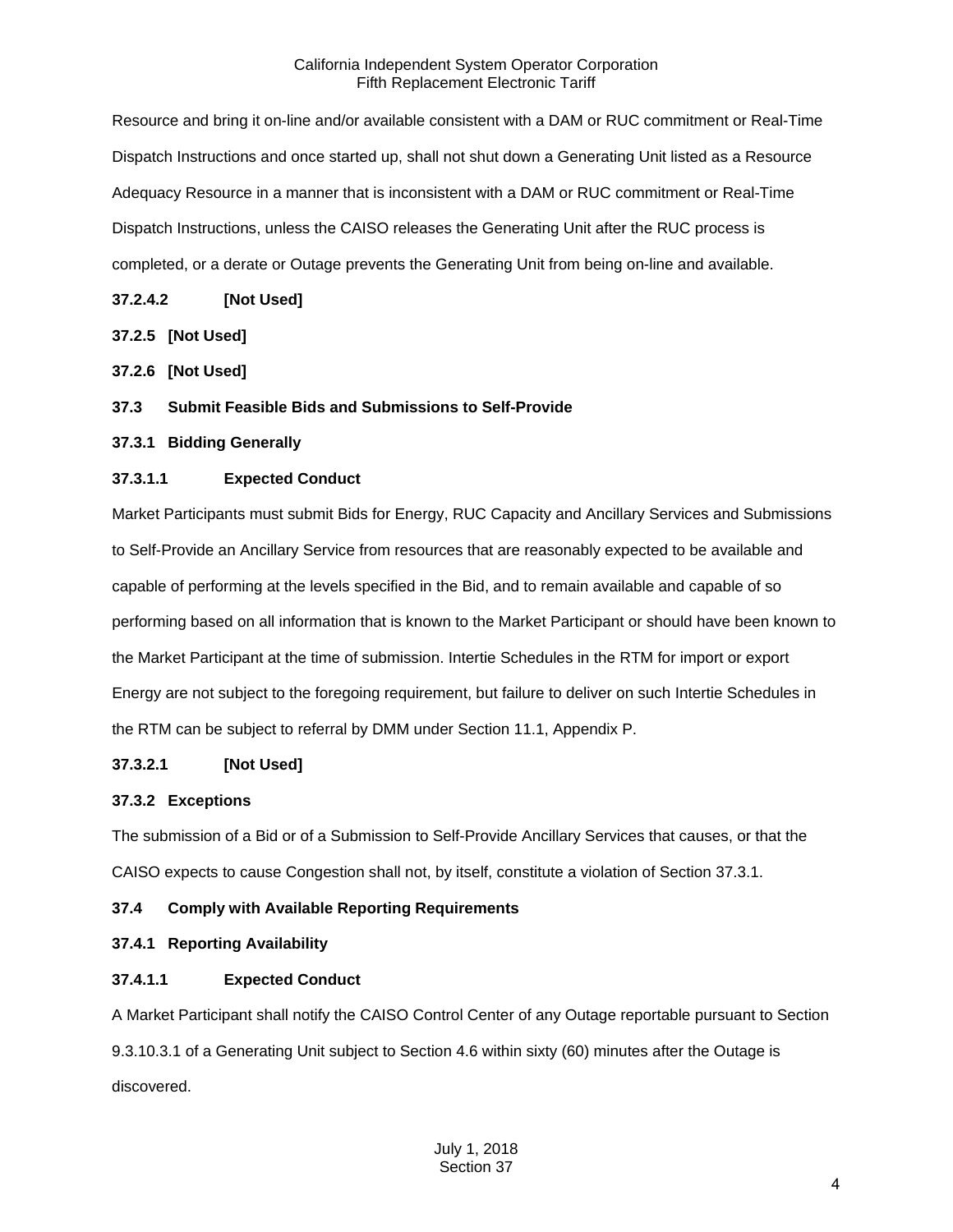Resource and bring it on-line and/or available consistent with a DAM or RUC commitment or Real-Time Dispatch Instructions and once started up, shall not shut down a Generating Unit listed as a Resource Adequacy Resource in a manner that is inconsistent with a DAM or RUC commitment or Real-Time Dispatch Instructions, unless the CAISO releases the Generating Unit after the RUC process is completed, or a derate or Outage prevents the Generating Unit from being on-line and available.

**37.2.4.2 [Not Used]**

**37.2.5 [Not Used]**

**37.2.6 [Not Used]**

**37.3 Submit Feasible Bids and Submissions to Self-Provide**

**37.3.1 Bidding Generally**

**37.3.1.1 Expected Conduct**

Market Participants must submit Bids for Energy, RUC Capacity and Ancillary Services and Submissions to Self-Provide an Ancillary Service from resources that are reasonably expected to be available and capable of performing at the levels specified in the Bid, and to remain available and capable of so performing based on all information that is known to the Market Participant or should have been known to the Market Participant at the time of submission. Intertie Schedules in the RTM for import or export Energy are not subject to the foregoing requirement, but failure to deliver on such Intertie Schedules in the RTM can be subject to referral by DMM under Section 11.1, Appendix P.

**37.3.2.1 [Not Used]**

**37.3.2 Exceptions**

The submission of a Bid or of a Submission to Self-Provide Ancillary Services that causes, or that the CAISO expects to cause Congestion shall not, by itself, constitute a violation of Section 37.3.1.

**37.4 Comply with Available Reporting Requirements**

**37.4.1 Reporting Availability**

**37.4.1.1 Expected Conduct**

A Market Participant shall notify the CAISO Control Center of any Outage reportable pursuant to Section 9.3.10.3.1 of a Generating Unit subject to Section 4.6 within sixty (60) minutes after the Outage is discovered.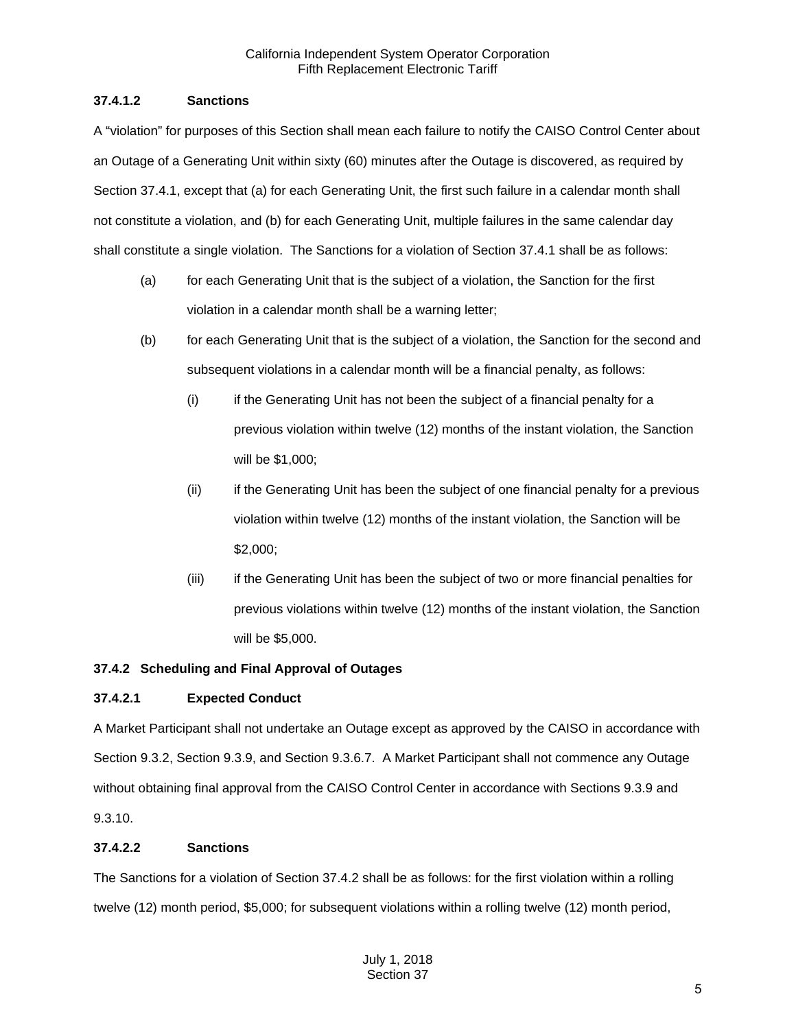#### 37.4.1.2 Sanctions

A "violation" for purposes of this Section shall mean each failure to notify the CAISO Control Center about an Outage of a Generating Unit within sixty (60) minutes after the Outage is discovered, as required by Section 37.4.1, except that (a) for each Generating Unit, the first such failure in a calendar month shall not constitute a violation, and (b) for each Generating Unit, multiple failures in the same calendar day shall constitute a single violation. The Sanctions for a violation of Section 37.4.1 shall be as follows:

(a) for each Generating Unit that is the subject of a violation, the Sanction for the first violation in a calendar month shall be a warning letter;

(b) for each Generating Unit that is the subject of a violation, the Sanction for the second and subsequent violations in a calendar month will be a financial penalty, as follows:

   (i) if the Generating Unit has not been the subject of a financial penalty for a previous violation within twelve (12) months of the instant violation, the Sanction will be $1,000;

   (ii) if the Generating Unit has been the subject of one financial penalty for a previous violation within twelve (12) months of the instant violation, the Sanction will be $2,000;

   (iii) if the Generating Unit has been the subject of two or more financial penalties for previous violations within twelve (12) months of the instant violation, the Sanction will be $5,000.

### 37.4.2 Scheduling and Final Approval of Outages

#### 37.4.2.1 Expected Conduct

A Market Participant shall not undertake an Outage except as approved by the CAISO in accordance with Section 9.3.2, Section 9.3.9, and Section 9.3.6.7. A Market Participant shall not commence any Outage without obtaining final approval from the CAISO Control Center in accordance with Sections 9.3.9 and 9.3.10.

#### 37.4.2.2 Sanctions

The Sanctions for a violation of Section 37.4.2 shall be as follows: for the first violation within a rolling twelve (12) month period, $5,000; for subsequent violations within a rolling twelve (12) month period,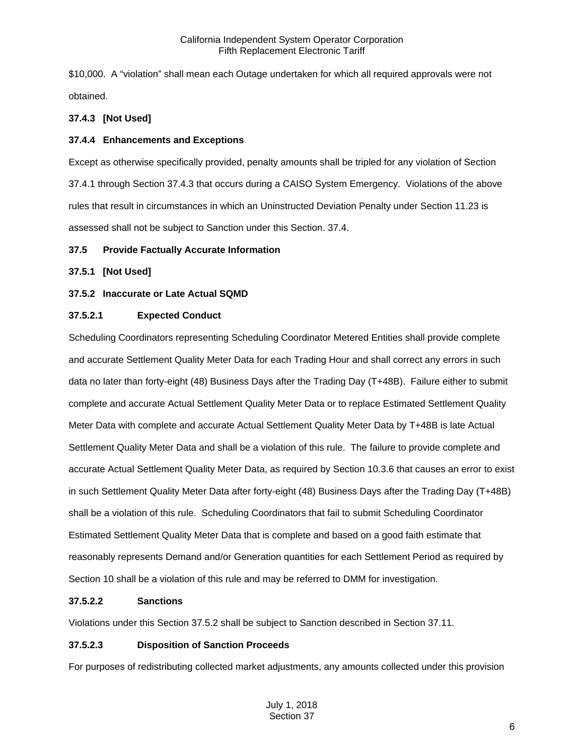$10,000. A "violation" shall mean each Outage undertaken for which all required approvals were not obtained.

**37.4.3 [Not Used]**

**37.4.4 Enhancements and Exceptions**

Except as otherwise specifically provided, penalty amounts shall be tripled for any violation of Section 37.4.1 through Section 37.4.3 that occurs during a CAISO System Emergency. Violations of the above rules that result in circumstances in which an Uninstructed Deviation Penalty under Section 11.23 is assessed shall not be subject to Sanction under this Section. 37.4.

**37.5 Provide Factually Accurate Information**

**37.5.1 [Not Used]**

**37.5.2 Inaccurate or Late Actual SQMD**

**37.5.2.1 Expected Conduct**

Scheduling Coordinators representing Scheduling Coordinator Metered Entities shall provide complete and accurate Settlement Quality Meter Data for each Trading Hour and shall correct any errors in such data no later than forty-eight (48) Business Days after the Trading Day (T+48B). Failure either to submit complete and accurate Actual Settlement Quality Meter Data or to replace Estimated Settlement Quality Meter Data with complete and accurate Actual Settlement Quality Meter Data by T+48B is late Actual Settlement Quality Meter Data and shall be a violation of this rule. The failure to provide complete and accurate Actual Settlement Quality Meter Data, as required by Section 10.3.6 that causes an error to exist in such Settlement Quality Meter Data after forty-eight (48) Business Days after the Trading Day (T+48B) shall be a violation of this rule. Scheduling Coordinators that fail to submit Scheduling Coordinator Estimated Settlement Quality Meter Data that is complete and based on a good faith estimate that reasonably represents Demand and/or Generation quantities for each Settlement Period as required by Section 10 shall be a violation of this rule and may be referred to DMM for investigation.

**37.5.2.2 Sanctions**

Violations under this Section 37.5.2 shall be subject to Sanction described in Section 37.11.

**37.5.2.3 Disposition of Sanction Proceeds**

For purposes of redistributing collected market adjustments, any amounts collected under this provision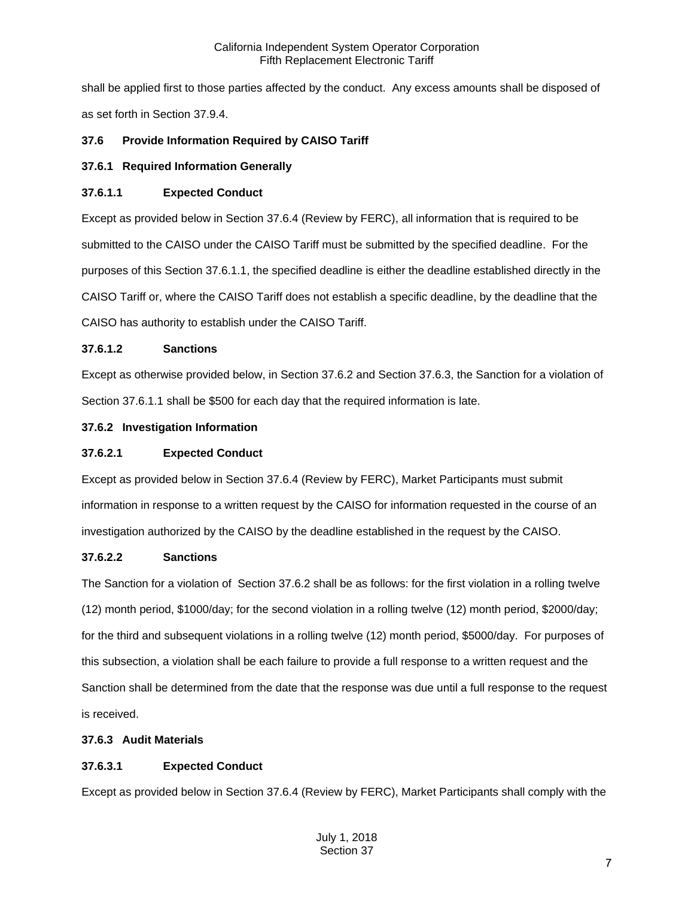shall be applied first to those parties affected by the conduct. Any excess amounts shall be disposed of as set forth in Section 37.9.4.

## 37.6 Provide Information Required by CAISO Tariff

### 37.6.1 Required Information Generally

#### 37.6.1.1 Expected Conduct

Except as provided below in Section 37.6.4 (Review by FERC), all information that is required to be submitted to the CAISO under the CAISO Tariff must be submitted by the specified deadline. For the purposes of this Section 37.6.1.1, the specified deadline is either the deadline established directly in the CAISO Tariff or, where the CAISO Tariff does not establish a specific deadline, by the deadline that the CAISO has authority to establish under the CAISO Tariff.

#### 37.6.1.2 Sanctions

Except as otherwise provided below, in Section 37.6.2 and Section 37.6.3, the Sanction for a violation of Section 37.6.1.1 shall be $500 for each day that the required information is late.

### 37.6.2 Investigation Information

#### 37.6.2.1 Expected Conduct

Except as provided below in Section 37.6.4 (Review by FERC), Market Participants must submit information in response to a written request by the CAISO for information requested in the course of an investigation authorized by the CAISO by the deadline established in the request by the CAISO.

#### 37.6.2.2 Sanctions

The Sanction for a violation of Section 37.6.2 shall be as follows: for the first violation in a rolling twelve (12) month period, $1000/day; for the second violation in a rolling twelve (12) month period, $2000/day; for the third and subsequent violations in a rolling twelve (12) month period, $5000/day. For purposes of this subsection, a violation shall be each failure to provide a full response to a written request and the Sanction shall be determined from the date that the response was due until a full response to the request is received.

### 37.6.3 Audit Materials

#### 37.6.3.1 Expected Conduct

Except as provided below in Section 37.6.4 (Review by FERC), Market Participants shall comply with the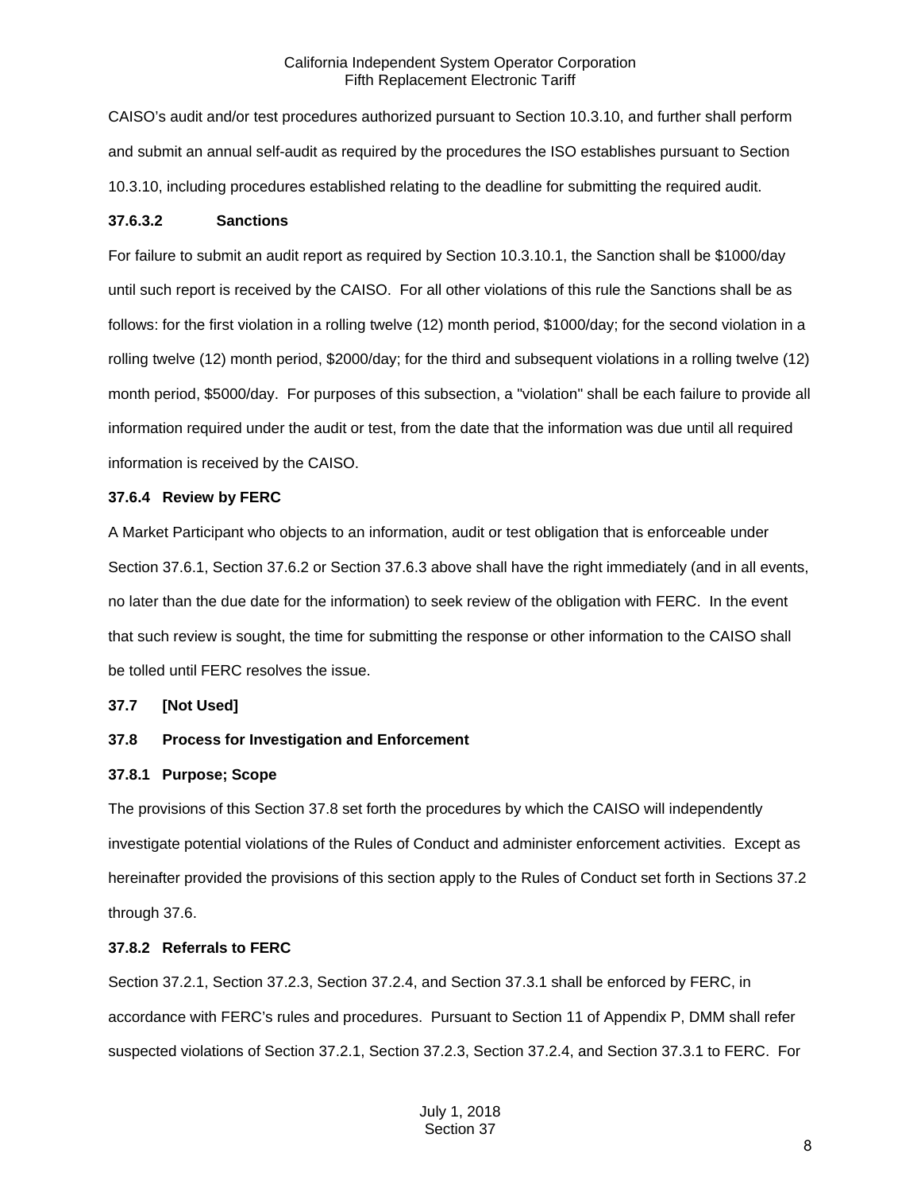CAISO's audit and/or test procedures authorized pursuant to Section 10.3.10, and further shall perform and submit an annual self-audit as required by the procedures the ISO establishes pursuant to Section 10.3.10, including procedures established relating to the deadline for submitting the required audit.

**37.6.3.2 Sanctions**

For failure to submit an audit report as required by Section 10.3.10.1, the Sanction shall be $1000/day until such report is received by the CAISO. For all other violations of this rule the Sanctions shall be as follows: for the first violation in a rolling twelve (12) month period, $1000/day; for the second violation in a rolling twelve (12) month period, $2000/day; for the third and subsequent violations in a rolling twelve (12) month period, $5000/day. For purposes of this subsection, a "violation" shall be each failure to provide all information required under the audit or test, from the date that the information was due until all required information is received by the CAISO.

**37.6.4 Review by FERC**

A Market Participant who objects to an information, audit or test obligation that is enforceable under Section 37.6.1, Section 37.6.2 or Section 37.6.3 above shall have the right immediately (and in all events, no later than the due date for the information) to seek review of the obligation with FERC. In the event that such review is sought, the time for submitting the response or other information to the CAISO shall be tolled until FERC resolves the issue.

**37.7 [Not Used]**

**37.8 Process for Investigation and Enforcement**

**37.8.1 Purpose; Scope**

The provisions of this Section 37.8 set forth the procedures by which the CAISO will independently investigate potential violations of the Rules of Conduct and administer enforcement activities. Except as hereinafter provided the provisions of this section apply to the Rules of Conduct set forth in Sections 37.2 through 37.6.

**37.8.2 Referrals to FERC**

Section 37.2.1, Section 37.2.3, Section 37.2.4, and Section 37.3.1 shall be enforced by FERC, in accordance with FERC's rules and procedures. Pursuant to Section 11 of Appendix P, DMM shall refer suspected violations of Section 37.2.1, Section 37.2.3, Section 37.2.4, and Section 37.3.1 to FERC. For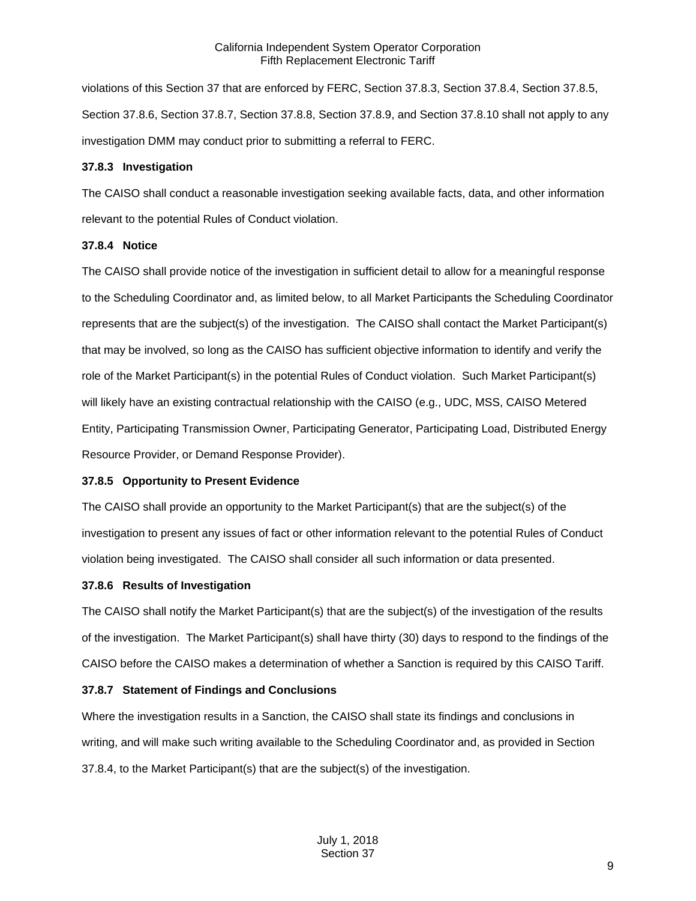violations of this Section 37 that are enforced by FERC, Section 37.8.3, Section 37.8.4, Section 37.8.5, Section 37.8.6, Section 37.8.7, Section 37.8.8, Section 37.8.9, and Section 37.8.10 shall not apply to any investigation DMM may conduct prior to submitting a referral to FERC.

### 37.8.3 Investigation

The CAISO shall conduct a reasonable investigation seeking available facts, data, and other information relevant to the potential Rules of Conduct violation.

### 37.8.4 Notice

The CAISO shall provide notice of the investigation in sufficient detail to allow for a meaningful response to the Scheduling Coordinator and, as limited below, to all Market Participants the Scheduling Coordinator represents that are the subject(s) of the investigation. The CAISO shall contact the Market Participant(s) that may be involved, so long as the CAISO has sufficient objective information to identify and verify the role of the Market Participant(s) in the potential Rules of Conduct violation. Such Market Participant(s) will likely have an existing contractual relationship with the CAISO (e.g., UDC, MSS, CAISO Metered Entity, Participating Transmission Owner, Participating Generator, Participating Load, Distributed Energy Resource Provider, or Demand Response Provider).

### 37.8.5 Opportunity to Present Evidence

The CAISO shall provide an opportunity to the Market Participant(s) that are the subject(s) of the investigation to present any issues of fact or other information relevant to the potential Rules of Conduct violation being investigated. The CAISO shall consider all such information or data presented.

### 37.8.6 Results of Investigation

The CAISO shall notify the Market Participant(s) that are the subject(s) of the investigation of the results of the investigation. The Market Participant(s) shall have thirty (30) days to respond to the findings of the CAISO before the CAISO makes a determination of whether a Sanction is required by this CAISO Tariff.

### 37.8.7 Statement of Findings and Conclusions

Where the investigation results in a Sanction, the CAISO shall state its findings and conclusions in writing, and will make such writing available to the Scheduling Coordinator and, as provided in Section 37.8.4, to the Market Participant(s) that are the subject(s) of the investigation.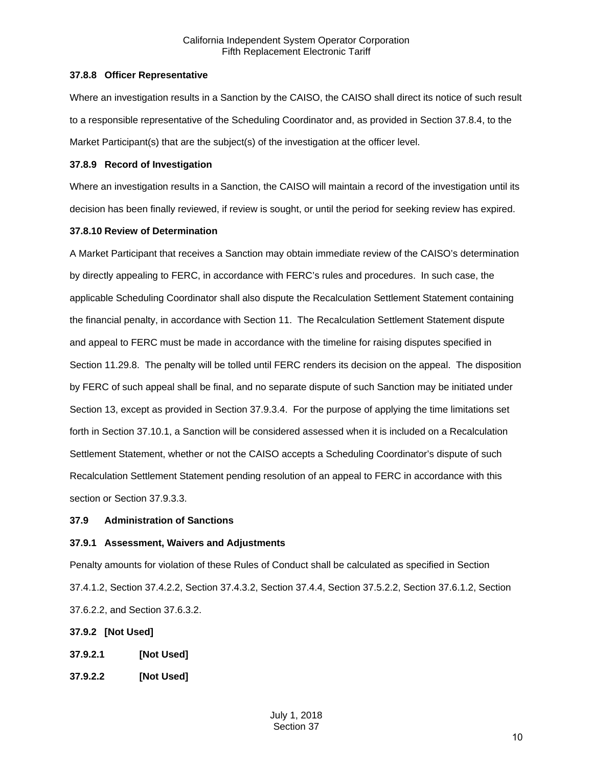**37.8.8 Officer Representative**

Where an investigation results in a Sanction by the CAISO, the CAISO shall direct its notice of such result to a responsible representative of the Scheduling Coordinator and, as provided in Section 37.8.4, to the Market Participant(s) that are the subject(s) of the investigation at the officer level.

**37.8.9 Record of Investigation**

Where an investigation results in a Sanction, the CAISO will maintain a record of the investigation until its decision has been finally reviewed, if review is sought, or until the period for seeking review has expired.

**37.8.10 Review of Determination**

A Market Participant that receives a Sanction may obtain immediate review of the CAISO's determination by directly appealing to FERC, in accordance with FERC's rules and procedures. In such case, the applicable Scheduling Coordinator shall also dispute the Recalculation Settlement Statement containing the financial penalty, in accordance with Section 11. The Recalculation Settlement Statement dispute and appeal to FERC must be made in accordance with the timeline for raising disputes specified in Section 11.29.8. The penalty will be tolled until FERC renders its decision on the appeal. The disposition by FERC of such appeal shall be final, and no separate dispute of such Sanction may be initiated under Section 13, except as provided in Section 37.9.3.4. For the purpose of applying the time limitations set forth in Section 37.10.1, a Sanction will be considered assessed when it is included on a Recalculation Settlement Statement, whether or not the CAISO accepts a Scheduling Coordinator's dispute of such Recalculation Settlement Statement pending resolution of an appeal to FERC in accordance with this section or Section 37.9.3.3.

**37.9 Administration of Sanctions**

**37.9.1 Assessment, Waivers and Adjustments**

Penalty amounts for violation of these Rules of Conduct shall be calculated as specified in Section 37.4.1.2, Section 37.4.2.2, Section 37.4.3.2, Section 37.4.4, Section 37.5.2.2, Section 37.6.1.2, Section 37.6.2.2, and Section 37.6.3.2.

**37.9.2 [Not Used]**

**37.9.2.1 [Not Used]**

**37.9.2.2 [Not Used]**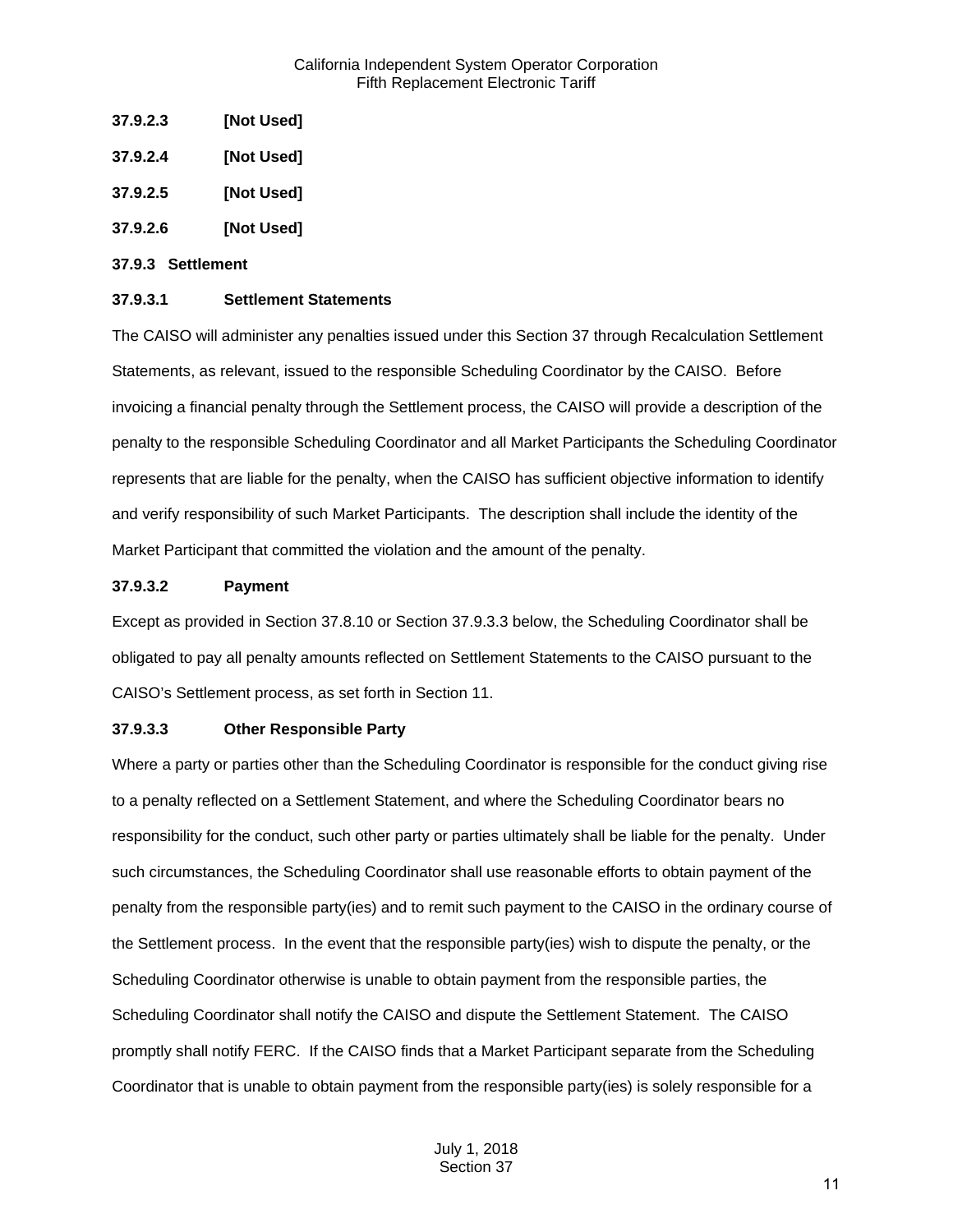**37.9.2.3 [Not Used]**

**37.9.2.4 [Not Used]**

**37.9.2.5 [Not Used]**

**37.9.2.6 [Not Used]**

**37.9.3 Settlement**

**37.9.3.1 Settlement Statements**

The CAISO will administer any penalties issued under this Section 37 through Recalculation Settlement Statements, as relevant, issued to the responsible Scheduling Coordinator by the CAISO. Before invoicing a financial penalty through the Settlement process, the CAISO will provide a description of the penalty to the responsible Scheduling Coordinator and all Market Participants the Scheduling Coordinator represents that are liable for the penalty, when the CAISO has sufficient objective information to identify and verify responsibility of such Market Participants. The description shall include the identity of the Market Participant that committed the violation and the amount of the penalty.

**37.9.3.2 Payment**

Except as provided in Section 37.8.10 or Section 37.9.3.3 below, the Scheduling Coordinator shall be obligated to pay all penalty amounts reflected on Settlement Statements to the CAISO pursuant to the CAISO's Settlement process, as set forth in Section 11.

**37.9.3.3 Other Responsible Party**

Where a party or parties other than the Scheduling Coordinator is responsible for the conduct giving rise to a penalty reflected on a Settlement Statement, and where the Scheduling Coordinator bears no responsibility for the conduct, such other party or parties ultimately shall be liable for the penalty. Under such circumstances, the Scheduling Coordinator shall use reasonable efforts to obtain payment of the penalty from the responsible party(ies) and to remit such payment to the CAISO in the ordinary course of the Settlement process. In the event that the responsible party(ies) wish to dispute the penalty, or the Scheduling Coordinator otherwise is unable to obtain payment from the responsible parties, the Scheduling Coordinator shall notify the CAISO and dispute the Settlement Statement. The CAISO promptly shall notify FERC. If the CAISO finds that a Market Participant separate from the Scheduling Coordinator that is unable to obtain payment from the responsible party(ies) is solely responsible for a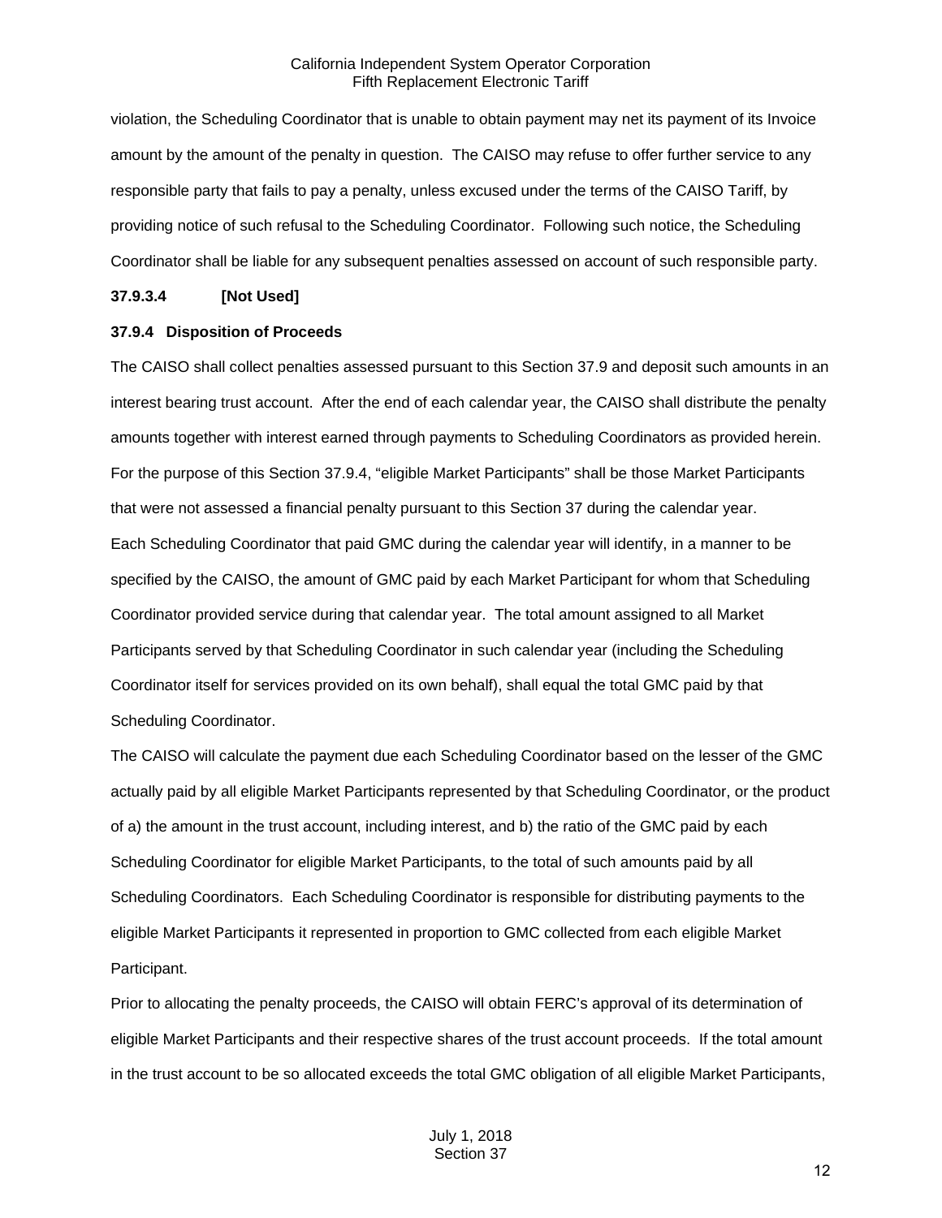violation, the Scheduling Coordinator that is unable to obtain payment may net its payment of its Invoice amount by the amount of the penalty in question. The CAISO may refuse to offer further service to any responsible party that fails to pay a penalty, unless excused under the terms of the CAISO Tariff, by providing notice of such refusal to the Scheduling Coordinator. Following such notice, the Scheduling Coordinator shall be liable for any subsequent penalties assessed on account of such responsible party.

**37.9.3.4 [Not Used]**

**37.9.4 Disposition of Proceeds**

The CAISO shall collect penalties assessed pursuant to this Section 37.9 and deposit such amounts in an interest bearing trust account. After the end of each calendar year, the CAISO shall distribute the penalty amounts together with interest earned through payments to Scheduling Coordinators as provided herein. For the purpose of this Section 37.9.4, "eligible Market Participants" shall be those Market Participants that were not assessed a financial penalty pursuant to this Section 37 during the calendar year.

Each Scheduling Coordinator that paid GMC during the calendar year will identify, in a manner to be specified by the CAISO, the amount of GMC paid by each Market Participant for whom that Scheduling Coordinator provided service during that calendar year. The total amount assigned to all Market Participants served by that Scheduling Coordinator in such calendar year (including the Scheduling Coordinator itself for services provided on its own behalf), shall equal the total GMC paid by that Scheduling Coordinator.

The CAISO will calculate the payment due each Scheduling Coordinator based on the lesser of the GMC actually paid by all eligible Market Participants represented by that Scheduling Coordinator, or the product of a) the amount in the trust account, including interest, and b) the ratio of the GMC paid by each Scheduling Coordinator for eligible Market Participants, to the total of such amounts paid by all Scheduling Coordinators. Each Scheduling Coordinator is responsible for distributing payments to the eligible Market Participants it represented in proportion to GMC collected from each eligible Market Participant.

Prior to allocating the penalty proceeds, the CAISO will obtain FERC's approval of its determination of eligible Market Participants and their respective shares of the trust account proceeds. If the total amount in the trust account to be so allocated exceeds the total GMC obligation of all eligible Market Participants,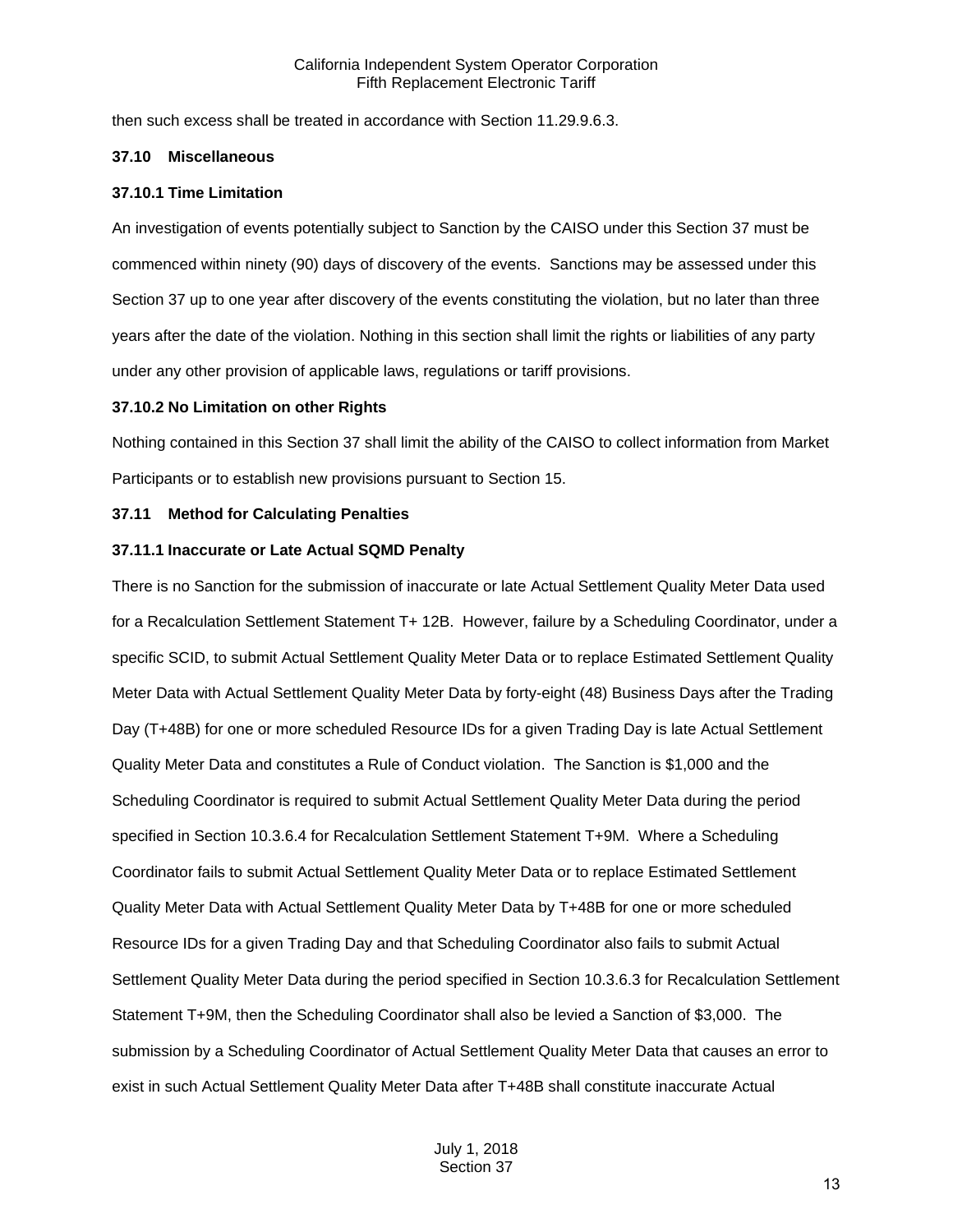then such excess shall be treated in accordance with Section 11.29.9.6.3.

### 37.10 Miscellaneous

#### 37.10.1 Time Limitation

An investigation of events potentially subject to Sanction by the CAISO under this Section 37 must be commenced within ninety (90) days of discovery of the events. Sanctions may be assessed under this Section 37 up to one year after discovery of the events constituting the violation, but no later than three years after the date of the violation. Nothing in this section shall limit the rights or liabilities of any party under any other provision of applicable laws, regulations or tariff provisions.

#### 37.10.2 No Limitation on other Rights

Nothing contained in this Section 37 shall limit the ability of the CAISO to collect information from Market Participants or to establish new provisions pursuant to Section 15.

### 37.11 Method for Calculating Penalties

#### 37.11.1 Inaccurate or Late Actual SQMD Penalty

There is no Sanction for the submission of inaccurate or late Actual Settlement Quality Meter Data used for a Recalculation Settlement Statement T+ 12B. However, failure by a Scheduling Coordinator, under a specific SCID, to submit Actual Settlement Quality Meter Data or to replace Estimated Settlement Quality Meter Data with Actual Settlement Quality Meter Data by forty-eight (48) Business Days after the Trading Day (T+48B) for one or more scheduled Resource IDs for a given Trading Day is late Actual Settlement Quality Meter Data and constitutes a Rule of Conduct violation. The Sanction is $1,000 and the Scheduling Coordinator is required to submit Actual Settlement Quality Meter Data during the period specified in Section 10.3.6.4 for Recalculation Settlement Statement T+9M. Where a Scheduling Coordinator fails to submit Actual Settlement Quality Meter Data or to replace Estimated Settlement Quality Meter Data with Actual Settlement Quality Meter Data by T+48B for one or more scheduled Resource IDs for a given Trading Day and that Scheduling Coordinator also fails to submit Actual Settlement Quality Meter Data during the period specified in Section 10.3.6.3 for Recalculation Settlement Statement T+9M, then the Scheduling Coordinator shall also be levied a Sanction of $3,000. The submission by a Scheduling Coordinator of Actual Settlement Quality Meter Data that causes an error to exist in such Actual Settlement Quality Meter Data after T+48B shall constitute inaccurate Actual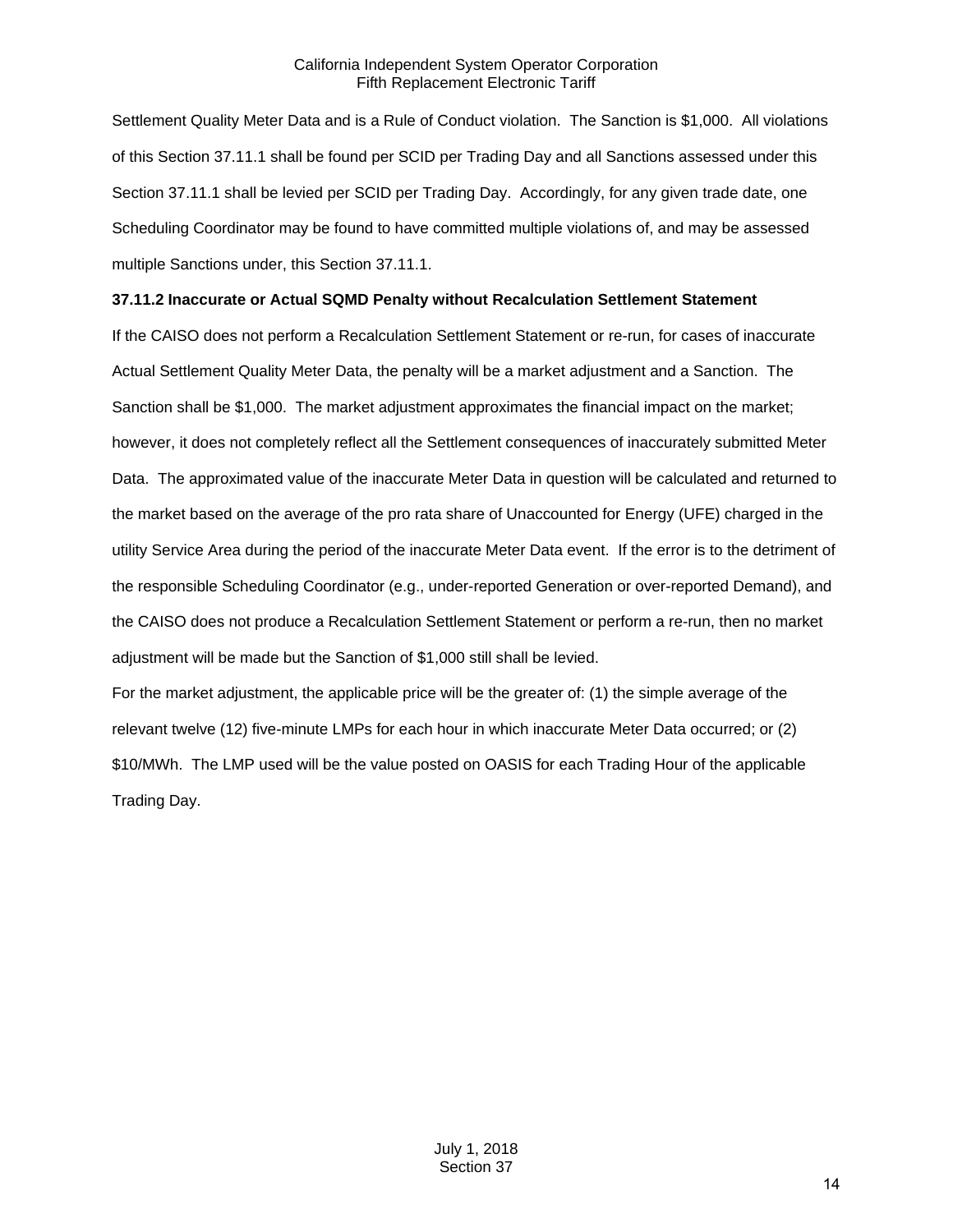Settlement Quality Meter Data and is a Rule of Conduct violation. The Sanction is $1,000. All violations of this Section 37.11.1 shall be found per SCID per Trading Day and all Sanctions assessed under this Section 37.11.1 shall be levied per SCID per Trading Day. Accordingly, for any given trade date, one Scheduling Coordinator may be found to have committed multiple violations of, and may be assessed multiple Sanctions under, this Section 37.11.1.

**37.11.2 Inaccurate or Actual SQMD Penalty without Recalculation Settlement Statement**

If the CAISO does not perform a Recalculation Settlement Statement or re-run, for cases of inaccurate Actual Settlement Quality Meter Data, the penalty will be a market adjustment and a Sanction. The Sanction shall be $1,000. The market adjustment approximates the financial impact on the market; however, it does not completely reflect all the Settlement consequences of inaccurately submitted Meter Data. The approximated value of the inaccurate Meter Data in question will be calculated and returned to the market based on the average of the pro rata share of Unaccounted for Energy (UFE) charged in the utility Service Area during the period of the inaccurate Meter Data event. If the error is to the detriment of the responsible Scheduling Coordinator (e.g., under-reported Generation or over-reported Demand), and the CAISO does not produce a Recalculation Settlement Statement or perform a re-run, then no market adjustment will be made but the Sanction of $1,000 still shall be levied.

For the market adjustment, the applicable price will be the greater of: (1) the simple average of the relevant twelve (12) five-minute LMPs for each hour in which inaccurate Meter Data occurred; or (2) $10/MWh. The LMP used will be the value posted on OASIS for each Trading Hour of the applicable Trading Day.